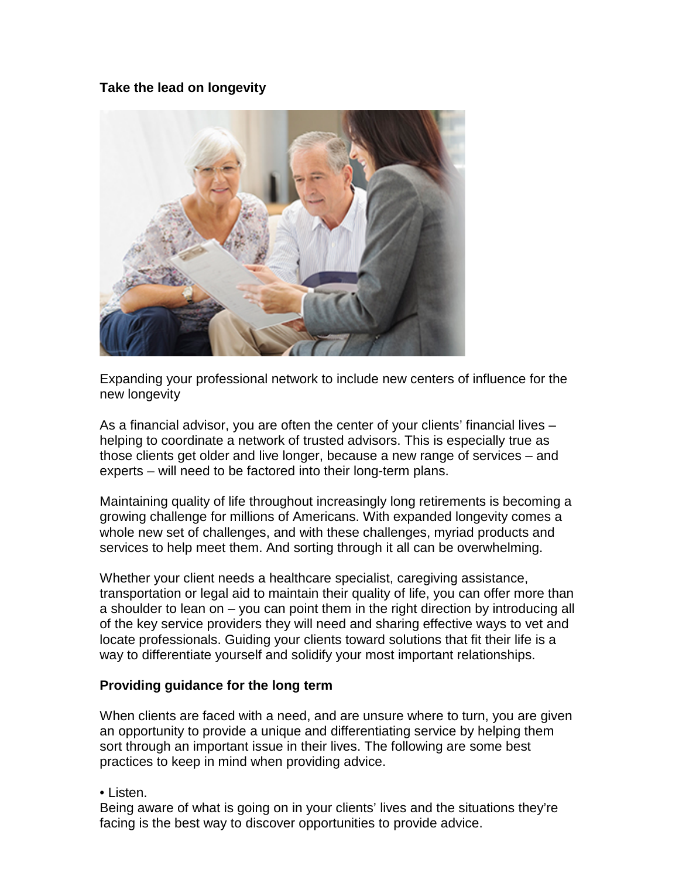**Take the lead on longevity**

Expanding your professional network to include new centers of influence for the new longevity

As a financial advisor, you are often the center of your clients' financial lives – helping to coordinate a network of trusted advisors. This is especially true as those clients get older and live longer, because a new range of services – and experts – will need to be factored into their long-term plans.

Maintaining quality of life throughout increasingly long retirements is becoming a growing challenge for millions of Americans. With expanded longevity comes a whole new set of challenges, and with these challenges, myriad products and services to help meet them. And sorting through it all can be overwhelming.

Whether your client needs a healthcare specialist, caregiving assistance, transportation or legal aid to maintain their quality of life, you can offer more than a shoulder to lean on – you can point them in the right direction by introducing all of the key service providers they will need and sharing effective ways to vet and locate professionals. Guiding your clients toward solutions that fit their life is a way to differentiate yourself and solidify your most important relationships.

**Providing guidance for the long term**

When clients are faced with a need, and are unsure where to turn, you are given an opportunity to provide a unique and differentiating service by helping them sort through an important issue in their lives. The following are some best practices to keep in mind when providing advice.

• Listen.
Being aware of what is going on in your clients' lives and the situations they're facing is the best way to discover opportunities to provide advice.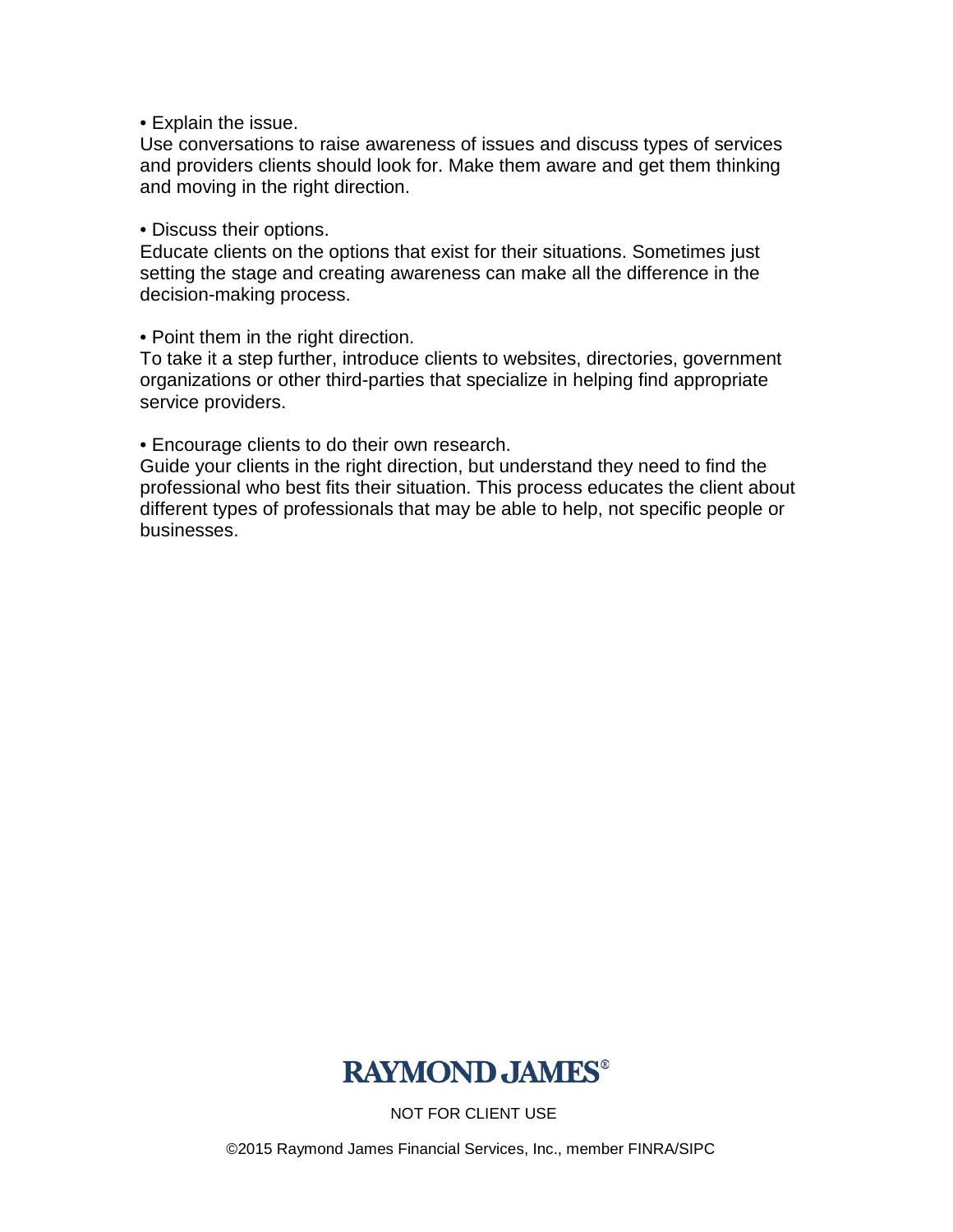- Explain the issue.

Use conversations to raise awareness of issues and discuss types of services and providers clients should look for. Make them aware and get them thinking and moving in the right direction.

- Discuss their options.

Educate clients on the options that exist for their situations. Sometimes just setting the stage and creating awareness can make all the difference in the decision-making process.

- Point them in the right direction.

To take it a step further, introduce clients to websites, directories, government organizations or other third-parties that specialize in helping find appropriate service providers.

- Encourage clients to do their own research.

Guide your clients in the right direction, but understand they need to find the professional who best fits their situation. This process educates the client about different types of professionals that may be able to help, not specific people or businesses.

RAYMOND JAMES®

NOT FOR CLIENT USE

©2015 Raymond James Financial Services, Inc., member FINRA/SIPC